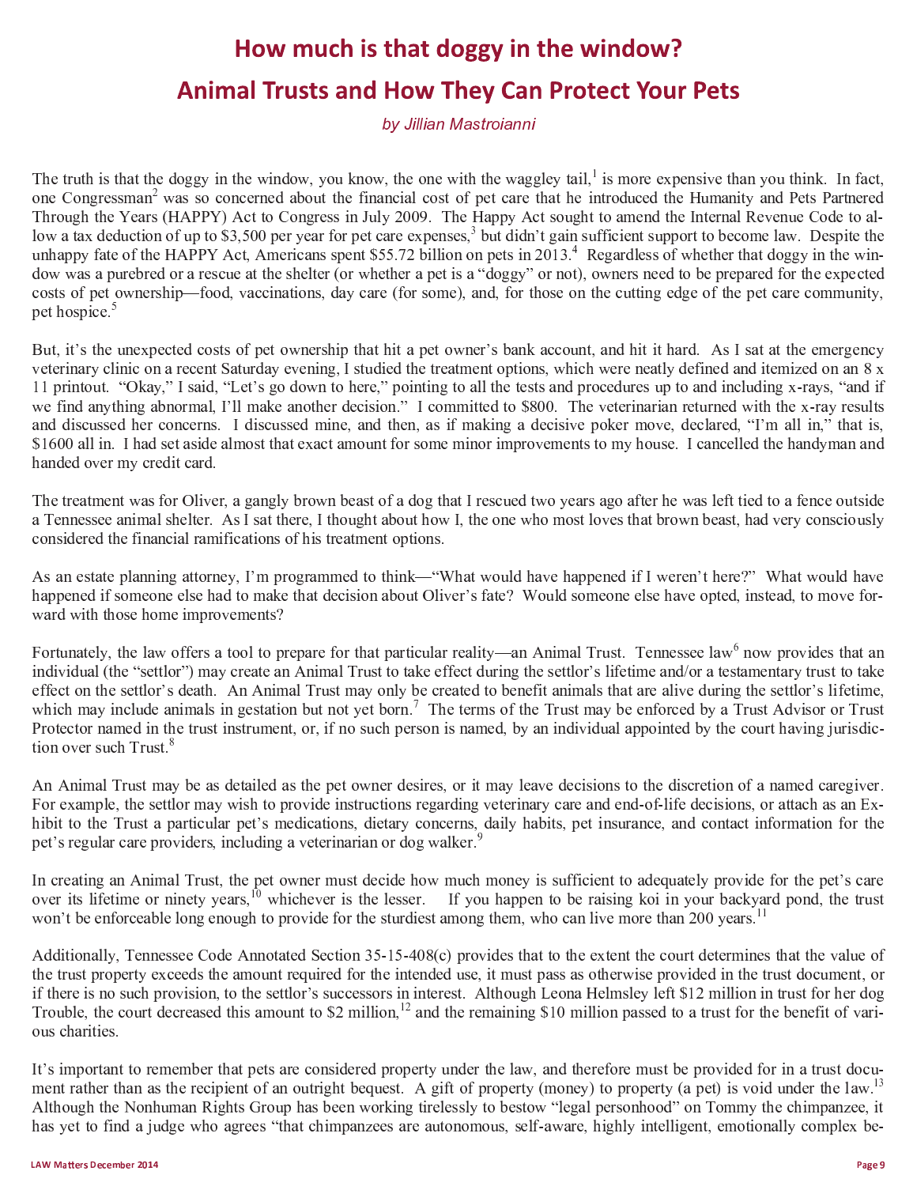# How much is that doggy in the window?

## Animal Trusts and How They Can Protect Your Pets

*by Jillian Mastroianni*

The truth is that the doggy in the window, you know, the one with the waggley tail,[1] is more expensive than you think. In fact, one Congressman[2] was so concerned about the financial cost of pet care that he introduced the Humanity and Pets Partnered Through the Years (HAPPY) Act to Congress in July 2009. The Happy Act sought to amend the Internal Revenue Code to allow a tax deduction of up to $3,500 per year for pet care expenses,[3] but didn't gain sufficient support to become law. Despite the unhappy fate of the HAPPY Act, Americans spent $55.72 billion on pets in 2013.[4] Regardless of whether that doggy in the window was a purebred or a rescue at the shelter (or whether a pet is a "doggy" or not), owners need to be prepared for the expected costs of pet ownership—food, vaccinations, day care (for some), and, for those on the cutting edge of the pet care community, pet hospice.[5]

But, it's the unexpected costs of pet ownership that hit a pet owner's bank account, and hit it hard. As I sat at the emergency veterinary clinic on a recent Saturday evening, I studied the treatment options, which were neatly defined and itemized on an 8 x 11 printout. "Okay," I said, "Let's go down to here," pointing to all the tests and procedures up to and including x-rays, "and if we find anything abnormal, I'll make another decision." I committed to $800. The veterinarian returned with the x-ray results and discussed her concerns. I discussed mine, and then, as if making a decisive poker move, declared, "I'm all in," that is, $1600 all in. I had set aside almost that exact amount for some minor improvements to my house. I cancelled the handyman and handed over my credit card.

The treatment was for Oliver, a gangly brown beast of a dog that I rescued two years ago after he was left tied to a fence outside a Tennessee animal shelter. As I sat there, I thought about how I, the one who most loves that brown beast, had very consciously considered the financial ramifications of his treatment options.

As an estate planning attorney, I'm programmed to think—"What would have happened if I weren't here?" What would have happened if someone else had to make that decision about Oliver's fate? Would someone else have opted, instead, to move forward with those home improvements?

Fortunately, the law offers a tool to prepare for that particular reality—an Animal Trust. Tennessee law[6] now provides that an individual (the "settlor") may create an Animal Trust to take effect during the settlor's lifetime and/or a testamentary trust to take effect on the settlor's death. An Animal Trust may only be created to benefit animals that are alive during the settlor's lifetime, which may include animals in gestation but not yet born.[7] The terms of the Trust may be enforced by a Trust Advisor or Trust Protector named in the trust instrument, or, if no such person is named, by an individual appointed by the court having jurisdiction over such Trust.[8]

An Animal Trust may be as detailed as the pet owner desires, or it may leave decisions to the discretion of a named caregiver. For example, the settlor may wish to provide instructions regarding veterinary care and end-of-life decisions, or attach as an Exhibit to the Trust a particular pet's medications, dietary concerns, daily habits, pet insurance, and contact information for the pet's regular care providers, including a veterinarian or dog walker.[9]

In creating an Animal Trust, the pet owner must decide how much money is sufficient to adequately provide for the pet's care over its lifetime or ninety years,[10] whichever is the lesser. If you happen to be raising koi in your backyard pond, the trust won't be enforceable long enough to provide for the sturdiest among them, who can live more than 200 years.[11]

Additionally, Tennessee Code Annotated Section 35-15-408(c) provides that to the extent the court determines that the value of the trust property exceeds the amount required for the intended use, it must pass as otherwise provided in the trust document, or if there is no such provision, to the settlor's successors in interest. Although Leona Helmsley left $12 million in trust for her dog Trouble, the court decreased this amount to $2 million,[12] and the remaining $10 million passed to a trust for the benefit of various charities.

It's important to remember that pets are considered property under the law, and therefore must be provided for in a trust document rather than as the recipient of an outright bequest. A gift of property (money) to property (a pet) is void under the law.[13] Although the Nonhuman Rights Group has been working tirelessly to bestow "legal personhood" on Tommy the chimpanzee, it has yet to find a judge who agrees "that chimpanzees are autonomous, self-aware, highly intelligent, emotionally complex be-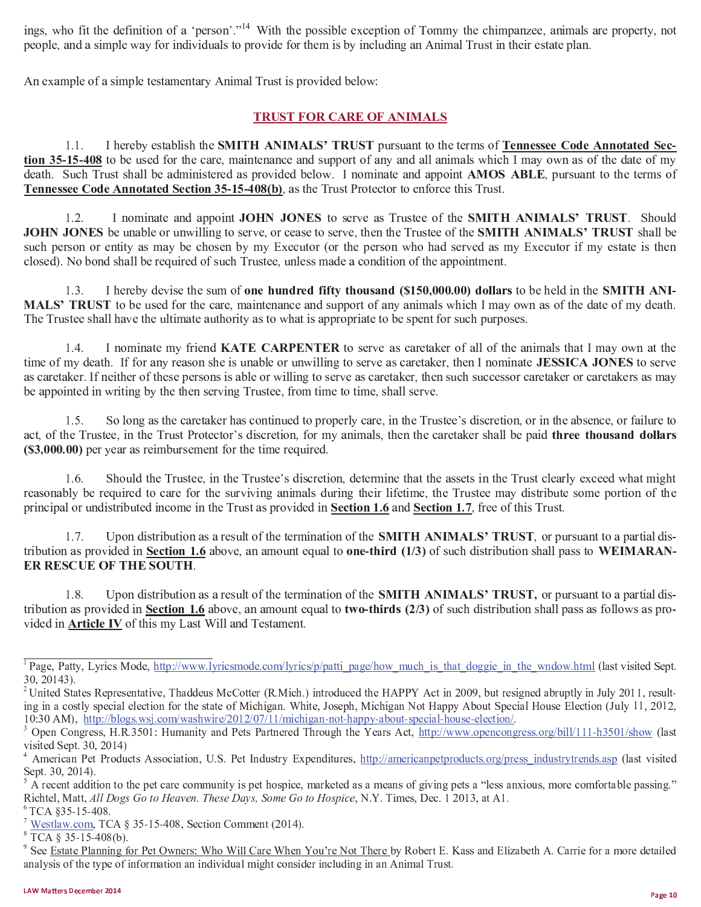ings, who fit the definition of a 'person'."[14] With the possible exception of Tommy the chimpanzee, animals are property, not people, and a simple way for individuals to provide for them is by including an Animal Trust in their estate plan.

An example of a simple testamentary Animal Trust is provided below:

## TRUST FOR CARE OF ANIMALS

1.1. I hereby establish the **SMITH ANIMALS' TRUST** pursuant to the terms of **Tennessee Code Annotated Section 35-15-408** to be used for the care, maintenance and support of any and all animals which I may own as of the date of my death. Such Trust shall be administered as provided below. I nominate and appoint **AMOS ABLE**, pursuant to the terms of **Tennessee Code Annotated Section 35-15-408(b)**, as the Trust Protector to enforce this Trust.

1.2. I nominate and appoint **JOHN JONES** to serve as Trustee of the **SMITH ANIMALS' TRUST**. Should **JOHN JONES** be unable or unwilling to serve, or cease to serve, then the Trustee of the **SMITH ANIMALS' TRUST** shall be such person or entity as may be chosen by my Executor (or the person who had served as my Executor if my estate is then closed). No bond shall be required of such Trustee, unless made a condition of the appointment.

1.3. I hereby devise the sum of **one hundred fifty thousand ($150,000.00) dollars** to be held in the **SMITH ANIMALS' TRUST** to be used for the care, maintenance and support of any animals which I may own as of the date of my death. The Trustee shall have the ultimate authority as to what is appropriate to be spent for such purposes.

1.4. I nominate my friend **KATE CARPENTER** to serve as caretaker of all of the animals that I may own at the time of my death. If for any reason she is unable or unwilling to serve as caretaker, then I nominate **JESSICA JONES** to serve as caretaker. If neither of these persons is able or willing to serve as caretaker, then such successor caretaker or caretakers as may be appointed in writing by the then serving Trustee, from time to time, shall serve.

1.5. So long as the caretaker has continued to properly care, in the Trustee's discretion, or in the absence, or failure to act, of the Trustee, in the Trust Protector's discretion, for my animals, then the caretaker shall be paid **three thousand dollars ($3,000.00)** per year as reimbursement for the time required.

1.6. Should the Trustee, in the Trustee's discretion, determine that the assets in the Trust clearly exceed what might reasonably be required to care for the surviving animals during their lifetime, the Trustee may distribute some portion of the principal or undistributed income in the Trust as provided in **Section 1.6** and **Section 1.7**, free of this Trust.

1.7. Upon distribution as a result of the termination of the **SMITH ANIMALS' TRUST**, or pursuant to a partial distribution as provided in **Section 1.6** above, an amount equal to **one-third (1/3)** of such distribution shall pass to **WEIMARANER RESCUE OF THE SOUTH**.

1.8. Upon distribution as a result of the termination of the **SMITH ANIMALS' TRUST,** or pursuant to a partial distribution as provided in **Section 1.6** above, an amount equal to **two-thirds (2/3)** of such distribution shall pass as follows as provided in **Article IV** of this my Last Will and Testament.

---

[1] Page, Patty, Lyrics Mode, http://www.lyricsmode.com/lyrics/p/patti_page/how_much_is_that_doggie_in_the_wndow.html (last visited Sept. 30, 20143).

[2] United States Representative, Thaddeus McCotter (R.Mich.) introduced the HAPPY Act in 2009, but resigned abruptly in July 2011, resulting in a costly special election for the state of Michigan. White, Joseph, Michigan Not Happy About Special House Election (July 11, 2012, 10:30 AM), http://blogs.wsj.com/washwire/2012/07/11/michigan-not-happy-about-special-house-election/.

[3] Open Congress, H.R.3501: Humanity and Pets Partnered Through the Years Act, http://www.opencongress.org/bill/111-h3501/show (last visited Sept. 30, 2014)

[4] American Pet Products Association, U.S. Pet Industry Expenditures, http://americanpetproducts.org/press_industrytrends.asp (last visited Sept. 30, 2014).

[5] A recent addition to the pet care community is pet hospice, marketed as a means of giving pets a "less anxious, more comfortable passing." Richtel, Matt, *All Dogs Go to Heaven. These Days, Some Go to Hospice*, N.Y. Times, Dec. 1 2013, at A1.

[6] TCA §35-15-408.

[7] Westlaw.com, TCA § 35-15-408, Section Comment (2014).

[8] TCA § 35-15-408(b).

[9] See Estate Planning for Pet Owners: Who Will Care When You're Not There by Robert E. Kass and Elizabeth A. Carrie for a more detailed analysis of the type of information an individual might consider including in an Animal Trust.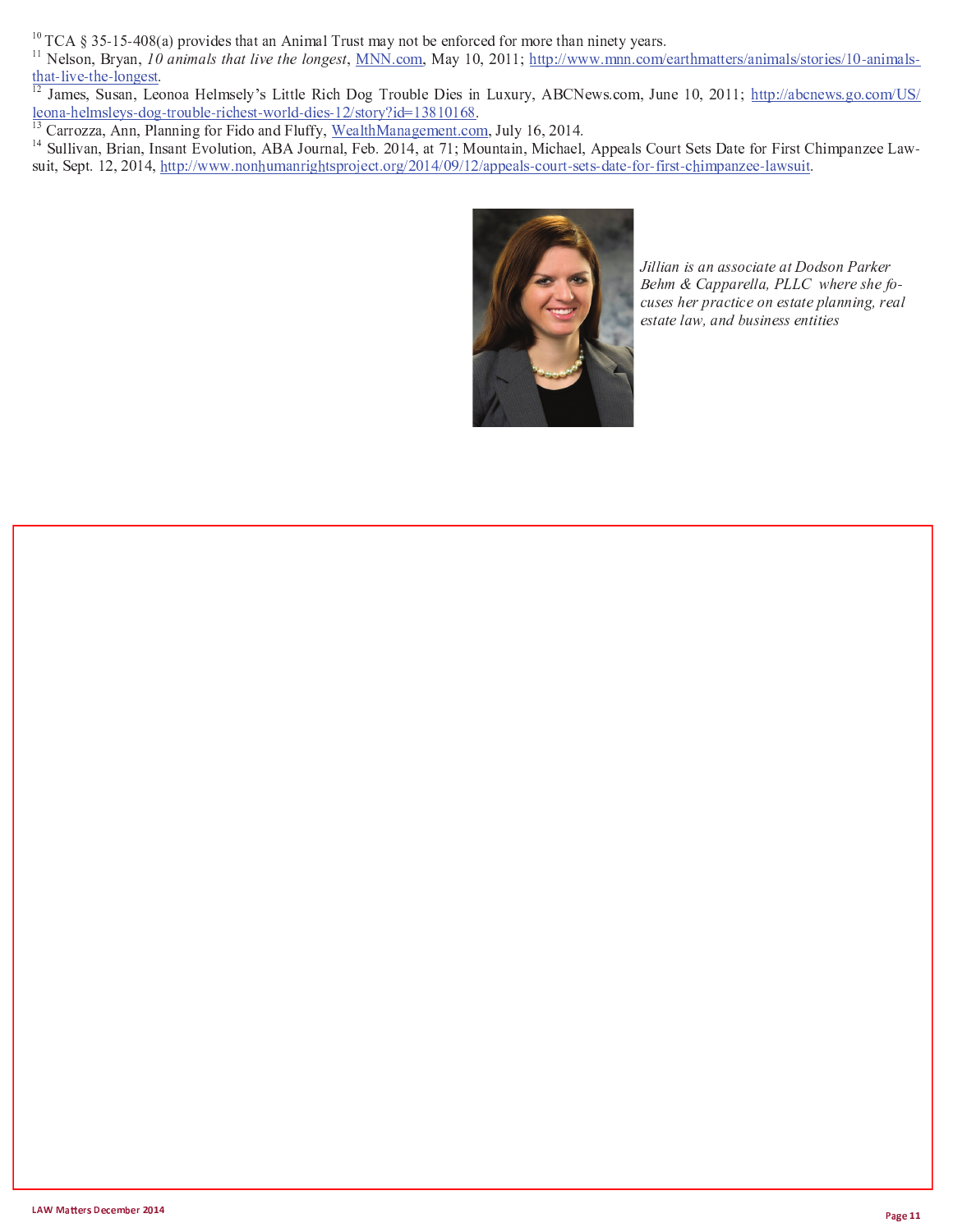[10] TCA § 35-15-408(a) provides that an Animal Trust may not be enforced for more than ninety years.

[11] Nelson, Bryan, *10 animals that live the longest*, MNN.com, May 10, 2011; http://www.mnn.com/earthmatters/animals/stories/10-animals-that-live-the-longest.

[12] James, Susan, Leonoa Helmsely's Little Rich Dog Trouble Dies in Luxury, ABCNews.com, June 10, 2011; http://abcnews.go.com/US/leona-helmsleys-dog-trouble-richest-world-dies-12/story?id=13810168.

[13] Carrozza, Ann, Planning for Fido and Fluffy, WealthManagement.com, July 16, 2014.

[14] Sullivan, Brian, Insant Evolution, ABA Journal, Feb. 2014, at 71; Mountain, Michael, Appeals Court Sets Date for First Chimpanzee Lawsuit, Sept. 12, 2014, http://www.nonhumanrightsproject.org/2014/09/12/appeals-court-sets-date-for-first-chimpanzee-lawsuit.

*Jillian is an associate at Dodson Parker Behm & Capparella, PLLC where she focuses her practice on estate planning, real estate law, and business entities*